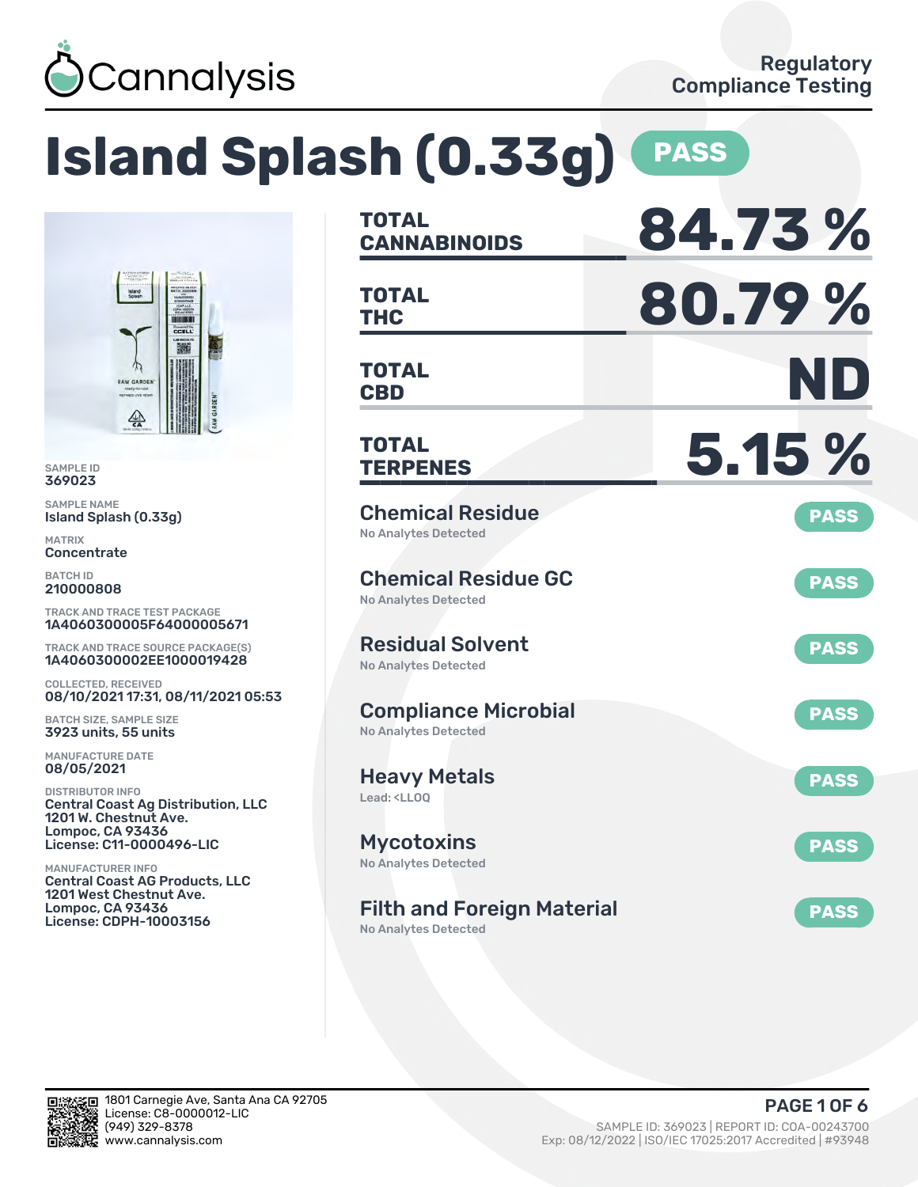Cannalysis

Regulatory Compliance Testing

# Island Splash (0.33g) PASS

SAMPLE ID
369023

SAMPLE NAME
Island Splash (0.33g)

MATRIX
Concentrate

BATCH ID
210000808

TRACK AND TRACE TEST PACKAGE
1A4060300005F64000005671

TRACK AND TRACE SOURCE PACKAGE(S)
1A4060300002EE1000019428

COLLECTED, RECEIVED
08/10/2021 17:31, 08/11/2021 05:53

BATCH SIZE, SAMPLE SIZE
3923 units, 55 units

MANUFACTURE DATE
08/05/2021

DISTRIBUTOR INFO
Central Coast Ag Distribution, LLC
1201 W. Chestnut Ave.
Lompoc, CA 93436
License: C11-0000496-LIC

MANUFACTURER INFO
Central Coast AG Products, LLC
1201 West Chestnut Ave.
Lompoc, CA 93436
License: CDPH-10003156

| | |
|---|---|
| TOTAL CANNABINOIDS | 84.73 % |
| TOTAL THC | 80.79 % |
| TOTAL CBD | ND |
| TOTAL TERPENES | 5.15 % |

**Chemical Residue** — PASS
No Analytes Detected

**Chemical Residue GC** — PASS
No Analytes Detected

**Residual Solvent** — PASS
No Analytes Detected

**Compliance Microbial** — PASS
No Analytes Detected

**Heavy Metals** — PASS
Lead: <LLOQ

**Mycotoxins** — PASS
No Analytes Detected

**Filth and Foreign Material** — PASS
No Analytes Detected

1801 Carnegie Ave, Santa Ana CA 92705
License: C8-0000012-LIC
(949) 329-8378
www.cannalysis.com

SAMPLE ID: 369023 | REPORT ID: COA-00243700
Exp: 08/12/2022 | ISO/IEC 17025:2017 Accredited | #93948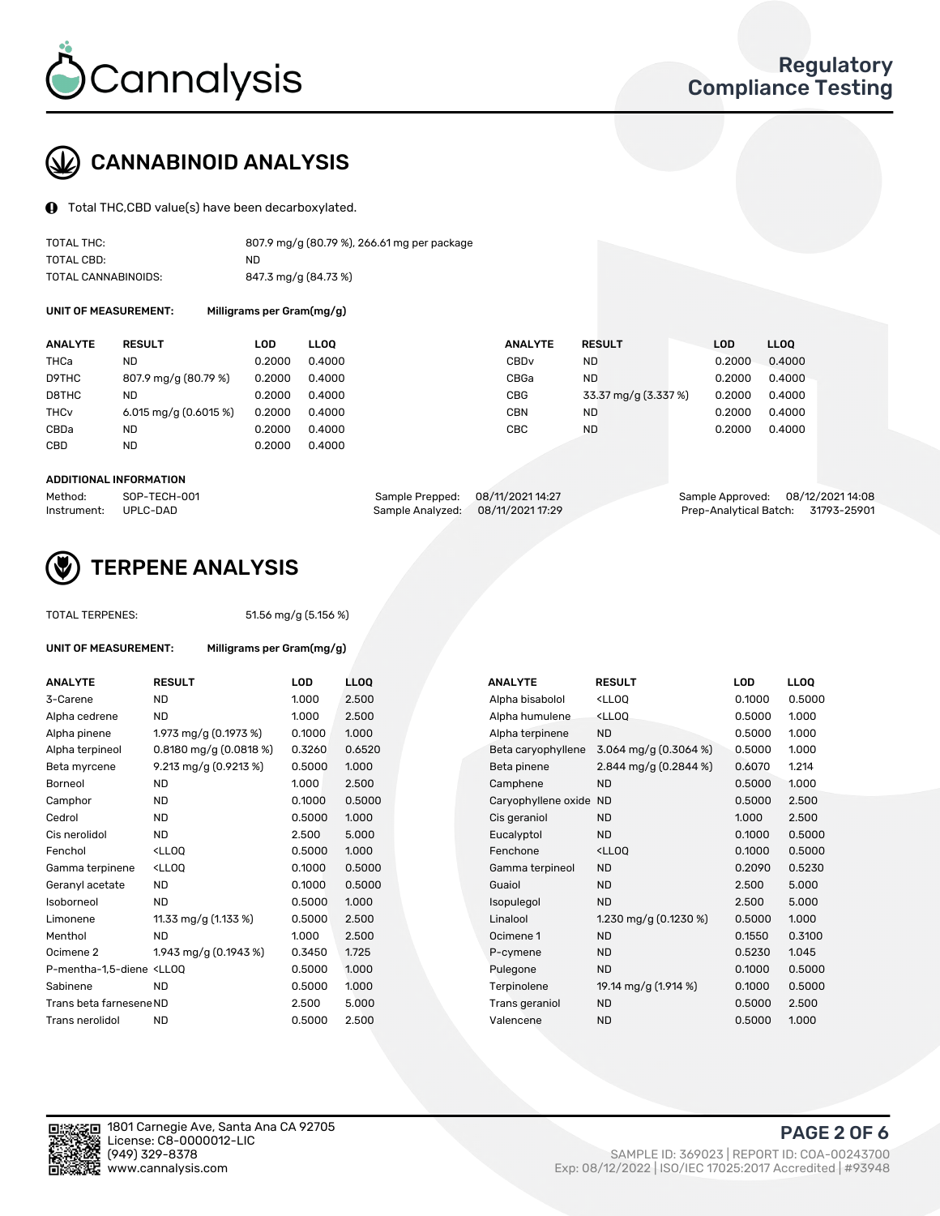# CANNABINOID ANALYSIS

Total THC,CBD value(s) have been decarboxylated.

| | |
|---|---|
| TOTAL THC: | 807.9 mg/g (80.79 %), 266.61 mg per package |
| TOTAL CBD: | ND |
| TOTAL CANNABINOIDS: | 847.3 mg/g (84.73 %) |

**UNIT OF MEASUREMENT:** Milligrams per Gram(mg/g)

| ANALYTE | RESULT | LOD | LLOQ | ANALYTE | RESULT | LOD | LLOQ |
|---|---|---|---|---|---|---|---|
| THCa | ND | 0.2000 | 0.4000 | CBDv | ND | 0.2000 | 0.4000 |
| D9THC | 807.9 mg/g (80.79 %) | 0.2000 | 0.4000 | CBGa | ND | 0.2000 | 0.4000 |
| D8THC | ND | 0.2000 | 0.4000 | CBG | 33.37 mg/g (3.337 %) | 0.2000 | 0.4000 |
| THCv | 6.015 mg/g (0.6015 %) | 0.2000 | 0.4000 | CBN | ND | 0.2000 | 0.4000 |
| CBDa | ND | 0.2000 | 0.4000 | CBC | ND | 0.2000 | 0.4000 |
| CBD | ND | 0.2000 | 0.4000 | | | | |

**ADDITIONAL INFORMATION**

| | | | | | |
|---|---|---|---|---|---|
| Method: | SOP-TECH-001 | Sample Prepped: | 08/11/2021 14:27 | Sample Approved: | 08/12/2021 14:08 |
| Instrument: | UPLC-DAD | Sample Analyzed: | 08/11/2021 17:29 | Prep-Analytical Batch: | 31793-25901 |

# TERPENE ANALYSIS

TOTAL TERPENES: 51.56 mg/g (5.156 %)

**UNIT OF MEASUREMENT:** Milligrams per Gram(mg/g)

| ANALYTE | RESULT | LOD | LLOQ | ANALYTE | RESULT | LOD | LLOQ |
|---|---|---|---|---|---|---|---|
| 3-Carene | ND | 1.000 | 2.500 | Alpha bisabolol | <LLOQ | 0.1000 | 0.5000 |
| Alpha cedrene | ND | 1.000 | 2.500 | Alpha humulene | <LLOQ | 0.5000 | 1.000 |
| Alpha pinene | 1.973 mg/g (0.1973 %) | 0.1000 | 1.000 | Alpha terpinene | ND | 0.5000 | 1.000 |
| Alpha terpineol | 0.8180 mg/g (0.0818 %) | 0.3260 | 0.6520 | Beta caryophyllene | 3.064 mg/g (0.3064 %) | 0.5000 | 1.000 |
| Beta myrcene | 9.213 mg/g (0.9213 %) | 0.5000 | 1.000 | Beta pinene | 2.844 mg/g (0.2844 %) | 0.6070 | 1.214 |
| Borneol | ND | 1.000 | 2.500 | Camphene | ND | 0.5000 | 1.000 |
| Camphor | ND | 0.1000 | 0.5000 | Caryophyllene oxide | ND | 0.5000 | 2.500 |
| Cedrol | ND | 0.5000 | 1.000 | Cis geraniol | ND | 1.000 | 2.500 |
| Cis nerolidol | ND | 2.500 | 5.000 | Eucalyptol | ND | 0.1000 | 0.5000 |
| Fenchol | <LLOQ | 0.5000 | 1.000 | Fenchone | <LLOQ | 0.1000 | 0.5000 |
| Gamma terpinene | <LLOQ | 0.1000 | 0.5000 | Gamma terpineol | ND | 0.2090 | 0.5230 |
| Geranyl acetate | ND | 0.1000 | 0.5000 | Guaiol | ND | 2.500 | 5.000 |
| Isoborneol | ND | 0.5000 | 1.000 | Isopulegol | ND | 2.500 | 5.000 |
| Limonene | 11.33 mg/g (1.133 %) | 0.5000 | 2.500 | Linalool | 1.230 mg/g (0.1230 %) | 0.5000 | 1.000 |
| Menthol | ND | 1.000 | 2.500 | Ocimene 1 | ND | 0.1550 | 0.3100 |
| Ocimene 2 | 1.943 mg/g (0.1943 %) | 0.3450 | 1.725 | P-cymene | ND | 0.5230 | 1.045 |
| P-mentha-1,5-diene | <LLOQ | 0.5000 | 1.000 | Pulegone | ND | 0.1000 | 0.5000 |
| Sabinene | ND | 0.5000 | 1.000 | Terpinolene | 19.14 mg/g (1.914 %) | 0.1000 | 0.5000 |
| Trans beta farnesene | ND | 2.500 | 5.000 | Trans geraniol | ND | 0.5000 | 2.500 |
| Trans nerolidol | ND | 0.5000 | 2.500 | Valencene | ND | 0.5000 | 1.000 |

1801 Carnegie Ave, Santa Ana CA 92705
License: C8-0000012-LIC
(949) 329-8378
www.cannalysis.com

SAMPLE ID: 369023 | REPORT ID: COA-00243700
Exp: 08/12/2022 | ISO/IEC 17025:2017 Accredited | #93948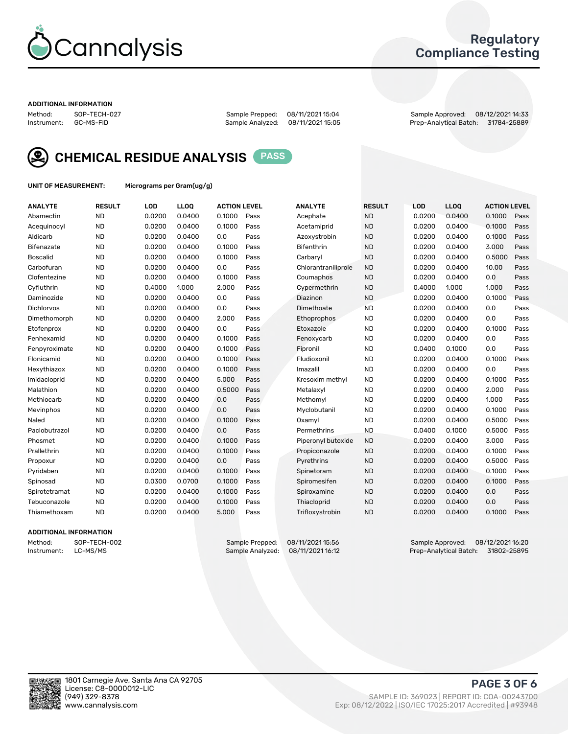# Cannalysis

## Regulatory Compliance Testing

**ADDITIONAL INFORMATION**

| Method: | SOP-TECH-027 | Sample Prepped: | 08/11/2021 15:04 | Sample Approved: | 08/12/2021 14:33 |
|---|---|---|---|---|---|
| Instrument: | GC-MS-FID | Sample Analyzed: | 08/11/2021 15:05 | Prep-Analytical Batch: | 31784-25889 |

## CHEMICAL RESIDUE ANALYSIS PASS

**UNIT OF MEASUREMENT:** Micrograms per Gram(ug/g)

| ANALYTE | RESULT | LOD | LLOQ | ACTION LEVEL | | ANALYTE | RESULT | LOD | LLOQ | ACTION LEVEL | |
|---|---|---|---|---|---|---|---|---|---|---|---|
| Abamectin | ND | 0.0200 | 0.0400 | 0.1000 | Pass | Acephate | ND | 0.0200 | 0.0400 | 0.1000 | Pass |
| Acequinocyl | ND | 0.0200 | 0.0400 | 0.1000 | Pass | Acetamiprid | ND | 0.0200 | 0.0400 | 0.1000 | Pass |
| Aldicarb | ND | 0.0200 | 0.0400 | 0.0 | Pass | Azoxystrobin | ND | 0.0200 | 0.0400 | 0.1000 | Pass |
| Bifenazate | ND | 0.0200 | 0.0400 | 0.1000 | Pass | Bifenthrin | ND | 0.0200 | 0.0400 | 3.000 | Pass |
| Boscalid | ND | 0.0200 | 0.0400 | 0.1000 | Pass | Carbaryl | ND | 0.0200 | 0.0400 | 0.5000 | Pass |
| Carbofuran | ND | 0.0200 | 0.0400 | 0.0 | Pass | Chlorantraniliprole | ND | 0.0200 | 0.0400 | 10.00 | Pass |
| Clofentezine | ND | 0.0200 | 0.0400 | 0.1000 | Pass | Coumaphos | ND | 0.0200 | 0.0400 | 0.0 | Pass |
| Cyfluthrin | ND | 0.4000 | 1.000 | 2.000 | Pass | Cypermethrin | ND | 0.4000 | 1.000 | 1.000 | Pass |
| Daminozide | ND | 0.0200 | 0.0400 | 0.0 | Pass | Diazinon | ND | 0.0200 | 0.0400 | 0.1000 | Pass |
| Dichlorvos | ND | 0.0200 | 0.0400 | 0.0 | Pass | Dimethoate | ND | 0.0200 | 0.0400 | 0.0 | Pass |
| Dimethomorph | ND | 0.0200 | 0.0400 | 2.000 | Pass | Ethoprophos | ND | 0.0200 | 0.0400 | 0.0 | Pass |
| Etofenprox | ND | 0.0200 | 0.0400 | 0.0 | Pass | Etoxazole | ND | 0.0200 | 0.0400 | 0.1000 | Pass |
| Fenhexamid | ND | 0.0200 | 0.0400 | 0.1000 | Pass | Fenoxycarb | ND | 0.0200 | 0.0400 | 0.0 | Pass |
| Fenpyroximate | ND | 0.0200 | 0.0400 | 0.1000 | Pass | Fipronil | ND | 0.0400 | 0.1000 | 0.0 | Pass |
| Flonicamid | ND | 0.0200 | 0.0400 | 0.1000 | Pass | Fludioxonil | ND | 0.0200 | 0.0400 | 0.1000 | Pass |
| Hexythiazox | ND | 0.0200 | 0.0400 | 0.1000 | Pass | Imazalil | ND | 0.0200 | 0.0400 | 0.0 | Pass |
| Imidacloprid | ND | 0.0200 | 0.0400 | 5.000 | Pass | Kresoxim methyl | ND | 0.0200 | 0.0400 | 0.1000 | Pass |
| Malathion | ND | 0.0200 | 0.0400 | 0.5000 | Pass | Metalaxyl | ND | 0.0200 | 0.0400 | 2.000 | Pass |
| Methiocarb | ND | 0.0200 | 0.0400 | 0.0 | Pass | Methomyl | ND | 0.0200 | 0.0400 | 1.000 | Pass |
| Mevinphos | ND | 0.0200 | 0.0400 | 0.0 | Pass | Myclobutanil | ND | 0.0200 | 0.0400 | 0.1000 | Pass |
| Naled | ND | 0.0200 | 0.0400 | 0.1000 | Pass | Oxamyl | ND | 0.0200 | 0.0400 | 0.5000 | Pass |
| Paclobutrazol | ND | 0.0200 | 0.0400 | 0.0 | Pass | Permethrins | ND | 0.0400 | 0.1000 | 0.5000 | Pass |
| Phosmet | ND | 0.0200 | 0.0400 | 0.1000 | Pass | Piperonyl butoxide | ND | 0.0200 | 0.0400 | 3.000 | Pass |
| Prallethrin | ND | 0.0200 | 0.0400 | 0.1000 | Pass | Propiconazole | ND | 0.0200 | 0.0400 | 0.1000 | Pass |
| Propoxur | ND | 0.0200 | 0.0400 | 0.0 | Pass | Pyrethrins | ND | 0.0200 | 0.0400 | 0.5000 | Pass |
| Pyridaben | ND | 0.0200 | 0.0400 | 0.1000 | Pass | Spinetoram | ND | 0.0200 | 0.0400 | 0.1000 | Pass |
| Spinosad | ND | 0.0300 | 0.0700 | 0.1000 | Pass | Spiromesifen | ND | 0.0200 | 0.0400 | 0.1000 | Pass |
| Spirotetramat | ND | 0.0200 | 0.0400 | 0.1000 | Pass | Spiroxamine | ND | 0.0200 | 0.0400 | 0.0 | Pass |
| Tebuconazole | ND | 0.0200 | 0.0400 | 0.1000 | Pass | Thiacloprid | ND | 0.0200 | 0.0400 | 0.0 | Pass |
| Thiamethoxam | ND | 0.0200 | 0.0400 | 5.000 | Pass | Trifloxystrobin | ND | 0.0200 | 0.0400 | 0.1000 | Pass |

**ADDITIONAL INFORMATION**

| Method: | SOP-TECH-002 | Sample Prepped: | 08/11/2021 15:56 | Sample Approved: | 08/12/2021 16:20 |
|---|---|---|---|---|---|
| Instrument: | LC-MS/MS | Sample Analyzed: | 08/11/2021 16:12 | Prep-Analytical Batch: | 31802-25895 |

1801 Carnegie Ave, Santa Ana CA 92705
License: C8-0000012-LIC
(949) 329-8378
www.cannalysis.com

SAMPLE ID: 369023 | REPORT ID: COA-00243700
Exp: 08/12/2022 | ISO/IEC 17025:2017 Accredited | #93948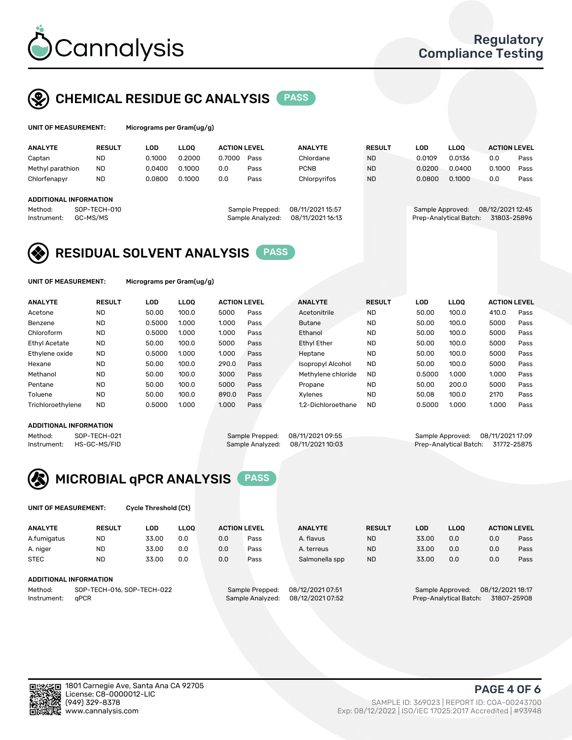# Cannalysis

Regulatory Compliance Testing

## CHEMICAL RESIDUE GC ANALYSIS PASS

**UNIT OF MEASUREMENT:** Micrograms per Gram(ug/g)

| ANALYTE | RESULT | LOD | LLOQ | ACTION LEVEL | | ANALYTE | RESULT | LOD | LLOQ | ACTION LEVEL | |
|---|---|---|---|---|---|---|---|---|---|---|---|
| Captan | ND | 0.1000 | 0.2000 | 0.7000 | Pass | Chlordane | ND | 0.0109 | 0.0136 | 0.0 | Pass |
| Methyl parathion | ND | 0.0400 | 0.1000 | 0.0 | Pass | PCNB | ND | 0.0200 | 0.0400 | 0.1000 | Pass |
| Chlorfenapyr | ND | 0.0800 | 0.1000 | 0.0 | Pass | Chlorpyrifos | ND | 0.0800 | 0.1000 | 0.0 | Pass |

**ADDITIONAL INFORMATION**

Method: SOP-TECH-010
Instrument: GC-MS/MS
Sample Prepped: 08/11/2021 15:57
Sample Analyzed: 08/11/2021 16:13
Sample Approved: 08/12/2021 12:45
Prep-Analytical Batch: 31803-25896

## RESIDUAL SOLVENT ANALYSIS PASS

**UNIT OF MEASUREMENT:** Micrograms per Gram(ug/g)

| ANALYTE | RESULT | LOD | LLOQ | ACTION LEVEL | | ANALYTE | RESULT | LOD | LLOQ | ACTION LEVEL | |
|---|---|---|---|---|---|---|---|---|---|---|---|
| Acetone | ND | 50.00 | 100.0 | 5000 | Pass | Acetonitrile | ND | 50.00 | 100.0 | 410.0 | Pass |
| Benzene | ND | 0.5000 | 1.000 | 1.000 | Pass | Butane | ND | 50.00 | 100.0 | 5000 | Pass |
| Chloroform | ND | 0.5000 | 1.000 | 1.000 | Pass | Ethanol | ND | 50.00 | 100.0 | 5000 | Pass |
| Ethyl Acetate | ND | 50.00 | 100.0 | 5000 | Pass | Ethyl Ether | ND | 50.00 | 100.0 | 5000 | Pass |
| Ethylene oxide | ND | 0.5000 | 1.000 | 1.000 | Pass | Heptane | ND | 50.00 | 100.0 | 5000 | Pass |
| Hexane | ND | 50.00 | 100.0 | 290.0 | Pass | Isopropyl Alcohol | ND | 50.00 | 100.0 | 5000 | Pass |
| Methanol | ND | 50.00 | 100.0 | 3000 | Pass | Methylene chloride | ND | 0.5000 | 1.000 | 1.000 | Pass |
| Pentane | ND | 50.00 | 100.0 | 5000 | Pass | Propane | ND | 50.00 | 200.0 | 5000 | Pass |
| Toluene | ND | 50.00 | 100.0 | 890.0 | Pass | Xylenes | ND | 50.08 | 100.0 | 2170 | Pass |
| Trichloroethylene | ND | 0.5000 | 1.000 | 1.000 | Pass | 1,2-Dichloroethane | ND | 0.5000 | 1.000 | 1.000 | Pass |

**ADDITIONAL INFORMATION**

Method: SOP-TECH-021
Instrument: HS-GC-MS/FID
Sample Prepped: 08/11/2021 09:55
Sample Analyzed: 08/11/2021 10:03
Sample Approved: 08/11/2021 17:09
Prep-Analytical Batch: 31772-25875

## MICROBIAL qPCR ANALYSIS PASS

**UNIT OF MEASUREMENT:** Cycle Threshold (Ct)

| ANALYTE | RESULT | LOD | LLOQ | ACTION LEVEL | | ANALYTE | RESULT | LOD | LLOQ | ACTION LEVEL | |
|---|---|---|---|---|---|---|---|---|---|---|---|
| A.fumigatus | ND | 33.00 | 0.0 | 0.0 | Pass | A. flavus | ND | 33.00 | 0.0 | 0.0 | Pass |
| A. niger | ND | 33.00 | 0.0 | 0.0 | Pass | A. terreus | ND | 33.00 | 0.0 | 0.0 | Pass |
| STEC | ND | 33.00 | 0.0 | 0.0 | Pass | Salmonella spp | ND | 33.00 | 0.0 | 0.0 | Pass |

**ADDITIONAL INFORMATION**

Method: SOP-TECH-016, SOP-TECH-022
Instrument: qPCR
Sample Prepped: 08/12/2021 07:51
Sample Analyzed: 08/12/2021 07:52
Sample Approved: 08/12/2021 18:17
Prep-Analytical Batch: 31807-25908

1801 Carnegie Ave, Santa Ana CA 92705
License: C8-0000012-LIC
(949) 329-8378
www.cannalysis.com

SAMPLE ID: 369023 | REPORT ID: COA-00243700
Exp: 08/12/2022 | ISO/IEC 17025:2017 Accredited | #93948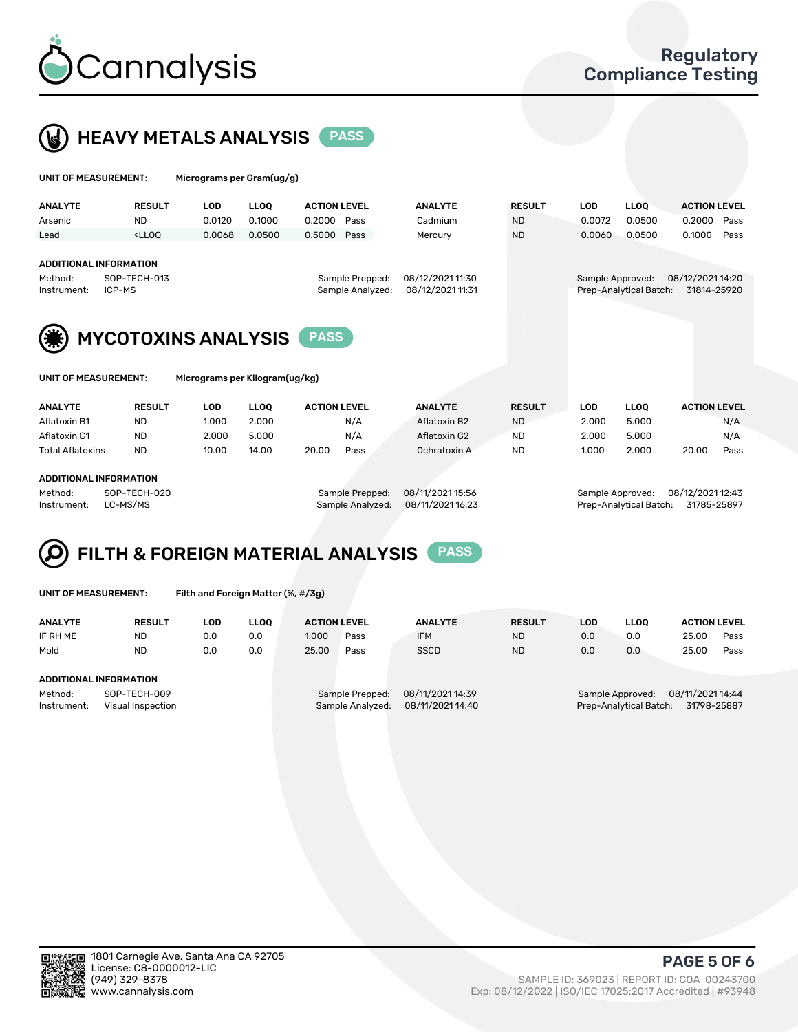# Cannalysis

Regulatory Compliance Testing

## HEAVY METALS ANALYSIS PASS

**UNIT OF MEASUREMENT:** Micrograms per Gram(ug/g)

| ANALYTE | RESULT | LOD | LLOQ | ACTION LEVEL | | ANALYTE | RESULT | LOD | LLOQ | ACTION LEVEL | |
|---|---|---|---|---|---|---|---|---|---|---|---|
| Arsenic | ND | 0.0120 | 0.1000 | 0.2000 | Pass | Cadmium | ND | 0.0072 | 0.0500 | 0.2000 | Pass |
| Lead | <LLOQ | 0.0068 | 0.0500 | 0.5000 | Pass | Mercury | ND | 0.0060 | 0.0500 | 0.1000 | Pass |

**ADDITIONAL INFORMATION**

Method: SOP-TECH-013
Instrument: ICP-MS
Sample Prepped: 08/12/2021 11:30
Sample Analyzed: 08/12/2021 11:31
Sample Approved: 08/12/2021 14:20
Prep-Analytical Batch: 31814-25920

## MYCOTOXINS ANALYSIS PASS

**UNIT OF MEASUREMENT:** Micrograms per Kilogram(ug/kg)

| ANALYTE | RESULT | LOD | LLOQ | ACTION LEVEL | | ANALYTE | RESULT | LOD | LLOQ | ACTION LEVEL | |
|---|---|---|---|---|---|---|---|---|---|---|---|
| Aflatoxin B1 | ND | 1.000 | 2.000 | | N/A | Aflatoxin B2 | ND | 2.000 | 5.000 | | N/A |
| Aflatoxin G1 | ND | 2.000 | 5.000 | | N/A | Aflatoxin G2 | ND | 2.000 | 5.000 | | N/A |
| Total Aflatoxins | ND | 10.00 | 14.00 | 20.00 | Pass | Ochratoxin A | ND | 1.000 | 2.000 | 20.00 | Pass |

**ADDITIONAL INFORMATION**

Method: SOP-TECH-020
Instrument: LC-MS/MS
Sample Prepped: 08/11/2021 15:56
Sample Analyzed: 08/11/2021 16:23
Sample Approved: 08/12/2021 12:43
Prep-Analytical Batch: 31785-25897

## FILTH & FOREIGN MATERIAL ANALYSIS PASS

**UNIT OF MEASUREMENT:** Filth and Foreign Matter (%, #/3g)

| ANALYTE | RESULT | LOD | LLOQ | ACTION LEVEL | | ANALYTE | RESULT | LOD | LLOQ | ACTION LEVEL | |
|---|---|---|---|---|---|---|---|---|---|---|---|
| IF RH ME | ND | 0.0 | 0.0 | 1.000 | Pass | IFM | ND | 0.0 | 0.0 | 25.00 | Pass |
| Mold | ND | 0.0 | 0.0 | 25.00 | Pass | SSCD | ND | 0.0 | 0.0 | 25.00 | Pass |

**ADDITIONAL INFORMATION**

Method: SOP-TECH-009
Instrument: Visual Inspection
Sample Prepped: 08/11/2021 14:39
Sample Analyzed: 08/11/2021 14:40
Sample Approved: 08/11/2021 14:44
Prep-Analytical Batch: 31798-25887

1801 Carnegie Ave, Santa Ana CA 92705
License: C8-0000012-LIC
(949) 329-8378
www.cannalysis.com

SAMPLE ID: 369023 | REPORT ID: COA-00243700
Exp: 08/12/2022 | ISO/IEC 17025:2017 Accredited | #93948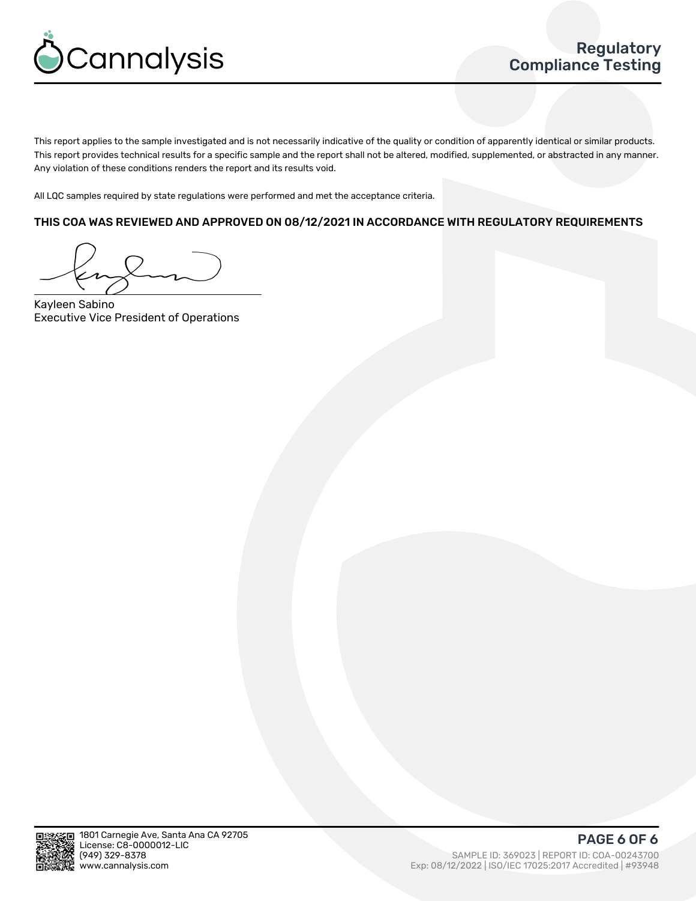This report applies to the sample investigated and is not necessarily indicative of the quality or condition of apparently identical or similar products. This report provides technical results for a specific sample and the report shall not be altered, modified, supplemented, or abstracted in any manner. Any violation of these conditions renders the report and its results void.

All LQC samples required by state regulations were performed and met the acceptance criteria.

**THIS COA WAS REVIEWED AND APPROVED ON 08/12/2021 IN ACCORDANCE WITH REGULATORY REQUIREMENTS**

Kayleen Sabino
Executive Vice President of Operations

1801 Carnegie Ave, Santa Ana CA 92705
License: C8-0000012-LIC
(949) 329-8378
www.cannalysis.com

SAMPLE ID: 369023 | REPORT ID: COA-00243700
Exp: 08/12/2022 | ISO/IEC 17025:2017 Accredited | #93948